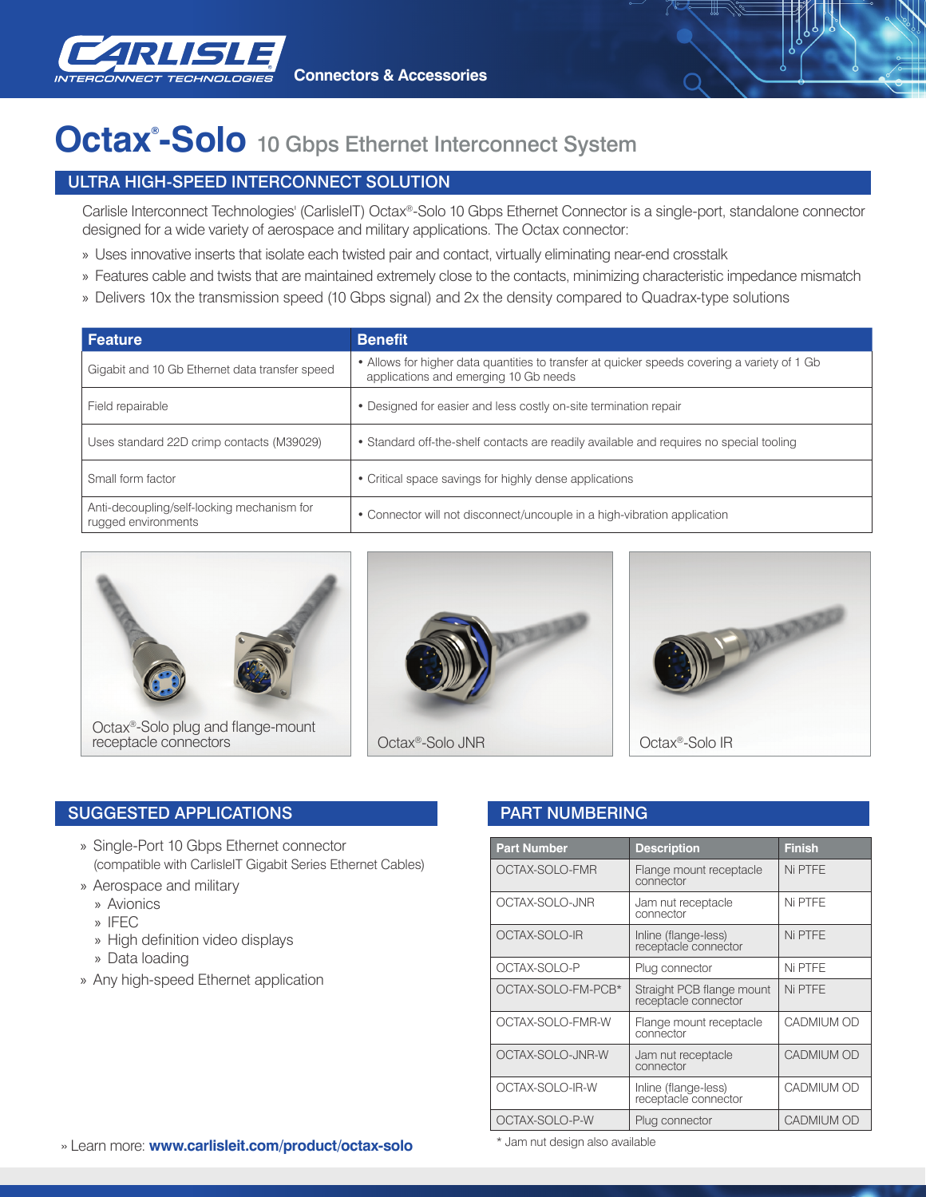Connectors & Accessories

# Octax®-Solo 10 Gbps Ethernet Interconnect System

## ULTRA HIGH-SPEED INTERCONNECT SOLUTION

Carlisle Interconnect Technologies' (CarlisleIT) Octax®-Solo 10 Gbps Ethernet Connector is a single-port, standalone connector designed for a wide variety of aerospace and military applications. The Octax connector:

- Uses innovative inserts that isolate each twisted pair and contact, virtually eliminating near-end crosstalk
- Features cable and twists that are maintained extremely close to the contacts, minimizing characteristic impedance mismatch
- Delivers 10x the transmission speed (10 Gbps signal) and 2x the density compared to Quadrax-type solutions

| Feature | Benefit |
|---|---|
| Gigabit and 10 Gb Ethernet data transfer speed | • Allows for higher data quantities to transfer at quicker speeds covering a variety of 1 Gb applications and emerging 10 Gb needs |
| Field repairable | • Designed for easier and less costly on-site termination repair |
| Uses standard 22D crimp contacts (M39029) | • Standard off-the-shelf contacts are readily available and requires no special tooling |
| Small form factor | • Critical space savings for highly dense applications |
| Anti-decoupling/self-locking mechanism for rugged environments | • Connector will not disconnect/uncouple in a high-vibration application |

Octax®-Solo plug and flange-mount receptacle connectors

Octax®-Solo JNR

Octax®-Solo IR

## SUGGESTED APPLICATIONS

- Single-Port 10 Gbps Ethernet connector (compatible with CarlisleIT Gigabit Series Ethernet Cables)
- Aerospace and military
  - Avionics
  - IFEC
  - High definition video displays
  - Data loading
- Any high-speed Ethernet application

## PART NUMBERING

| Part Number | Description | Finish |
|---|---|---|
| OCTAX-SOLO-FMR | Flange mount receptacle connector | Ni PTFE |
| OCTAX-SOLO-JNR | Jam nut receptacle connector | Ni PTFE |
| OCTAX-SOLO-IR | Inline (flange-less) receptacle connector | Ni PTFE |
| OCTAX-SOLO-P | Plug connector | Ni PTFE |
| OCTAX-SOLO-FM-PCB* | Straight PCB flange mount receptacle connector | Ni PTFE |
| OCTAX-SOLO-FMR-W | Flange mount receptacle connector | CADMIUM OD |
| OCTAX-SOLO-JNR-W | Jam nut receptacle connector | CADMIUM OD |
| OCTAX-SOLO-IR-W | Inline (flange-less) receptacle connector | CADMIUM OD |
| OCTAX-SOLO-P-W | Plug connector | CADMIUM OD |

\* Jam nut design also available

» Learn more: **www.carlisleit.com/product/octax-solo**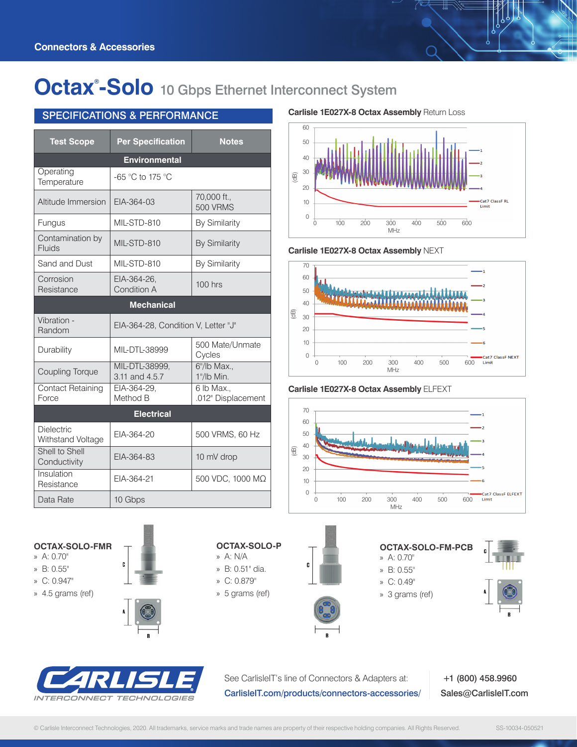Connectors & Accessories

# Octax®-Solo 10 Gbps Ethernet Interconnect System

## SPECIFICATIONS & PERFORMANCE

| Test Scope | Per Specification | Notes |
|---|---|---|
| **Environmental** | | |
| Operating Temperature | -65 °C to 175 °C | |
| Altitude Immersion | EIA-364-03 | 70,000 ft., 500 VRMS |
| Fungus | MIL-STD-810 | By Similarity |
| Contamination by Fluids | MIL-STD-810 | By Similarity |
| Sand and Dust | MIL-STD-810 | By Similarity |
| Corrosion Resistance | EIA-364-26, Condition A | 100 hrs |
| **Mechanical** | | |
| Vibration - Random | EIA-364-28, Condition V, Letter "J" | |
| Durability | MIL-DTL-38999 | 500 Mate/Unmate Cycles |
| Coupling Torque | MIL-DTL-38999, 3.11 and 4.5.7 | 6"/lb Max., 1"/lb Min. |
| Contact Retaining Force | EIA-364-29, Method B | 6 lb Max., .012" Displacement |
| **Electrical** | | |
| Dielectric Withstand Voltage | EIA-364-20 | 500 VRMS, 60 Hz |
| Shell to Shell Conductivity | EIA-364-83 | 10 mV drop |
| Insulation Resistance | EIA-364-21 | 500 VDC, 1000 MΩ |
| Data Rate | 10 Gbps | |

**Carlisle 1E027X-8 Octax Assembly** Return Loss

(dB)
MHz
1
2
3
4
Cat7 ClassF RL Limit

**Carlisle 1E027X-8 Octax Assembly** NEXT

(dB)
MHz
1
2
3
4
5
6
Cat7 ClassF NEXT Limit

**Carlisle 1E027X-8 Octax Assembly** ELFEXT

(dB)
MHz
1
2
3
4
5
6
Cat7 ClassF ELFEXT Limit

### OCTAX-SOLO-FMR

- A: 0.70"
- B: 0.55"
- C: 0.947"
- 4.5 grams (ref)

### OCTAX-SOLO-P

- A: N/A
- B: 0.51" dia.
- C: 0.879"
- 5 grams (ref)

### OCTAX-SOLO-FM-PCB

- A: 0.70"
- B: 0.55"
- C: 0.49"
- 3 grams (ref)

CARLISLE INTERCONNECT TECHNOLOGIES

See CarlisleIT's line of Connectors & Adapters at:
CarlisleIT.com/products/connectors-accessories/

+1 (800) 458.9960
Sales@CarlisleIT.com

© Carlisle Interconnect Technologies, 2020. All trademarks, service marks and trade names are property of their respective holding companies. All Rights Reserved.

SS-10034-050521